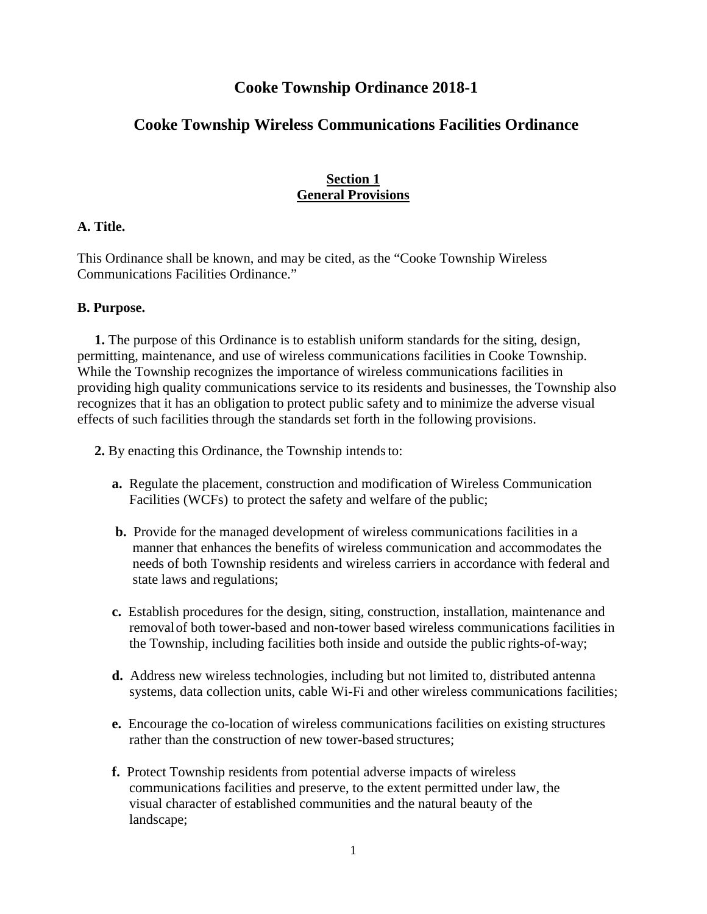# Cooke Township Ordinance 2018-1

# Cooke Township Wireless Communications Facilities Ordinance

## Section 1
## General Provisions

### A. Title.

This Ordinance shall be known, and may be cited, as the "Cooke Township Wireless Communications Facilities Ordinance."

### B. Purpose.

**1.** The purpose of this Ordinance is to establish uniform standards for the siting, design, permitting, maintenance, and use of wireless communications facilities in Cooke Township. While the Township recognizes the importance of wireless communications facilities in providing high quality communications service to its residents and businesses, the Township also recognizes that it has an obligation to protect public safety and to minimize the adverse visual effects of such facilities through the standards set forth in the following provisions.

**2.** By enacting this Ordinance, the Township intends to:

- **a.** Regulate the placement, construction and modification of Wireless Communication Facilities (WCFs) to protect the safety and welfare of the public;
- **b.** Provide for the managed development of wireless communications facilities in a manner that enhances the benefits of wireless communication and accommodates the needs of both Township residents and wireless carriers in accordance with federal and state laws and regulations;
- **c.** Establish procedures for the design, siting, construction, installation, maintenance and removal of both tower-based and non-tower based wireless communications facilities in the Township, including facilities both inside and outside the public rights-of-way;
- **d.** Address new wireless technologies, including but not limited to, distributed antenna systems, data collection units, cable Wi-Fi and other wireless communications facilities;
- **e.** Encourage the co-location of wireless communications facilities on existing structures rather than the construction of new tower-based structures;
- **f.** Protect Township residents from potential adverse impacts of wireless communications facilities and preserve, to the extent permitted under law, the visual character of established communities and the natural beauty of the landscape;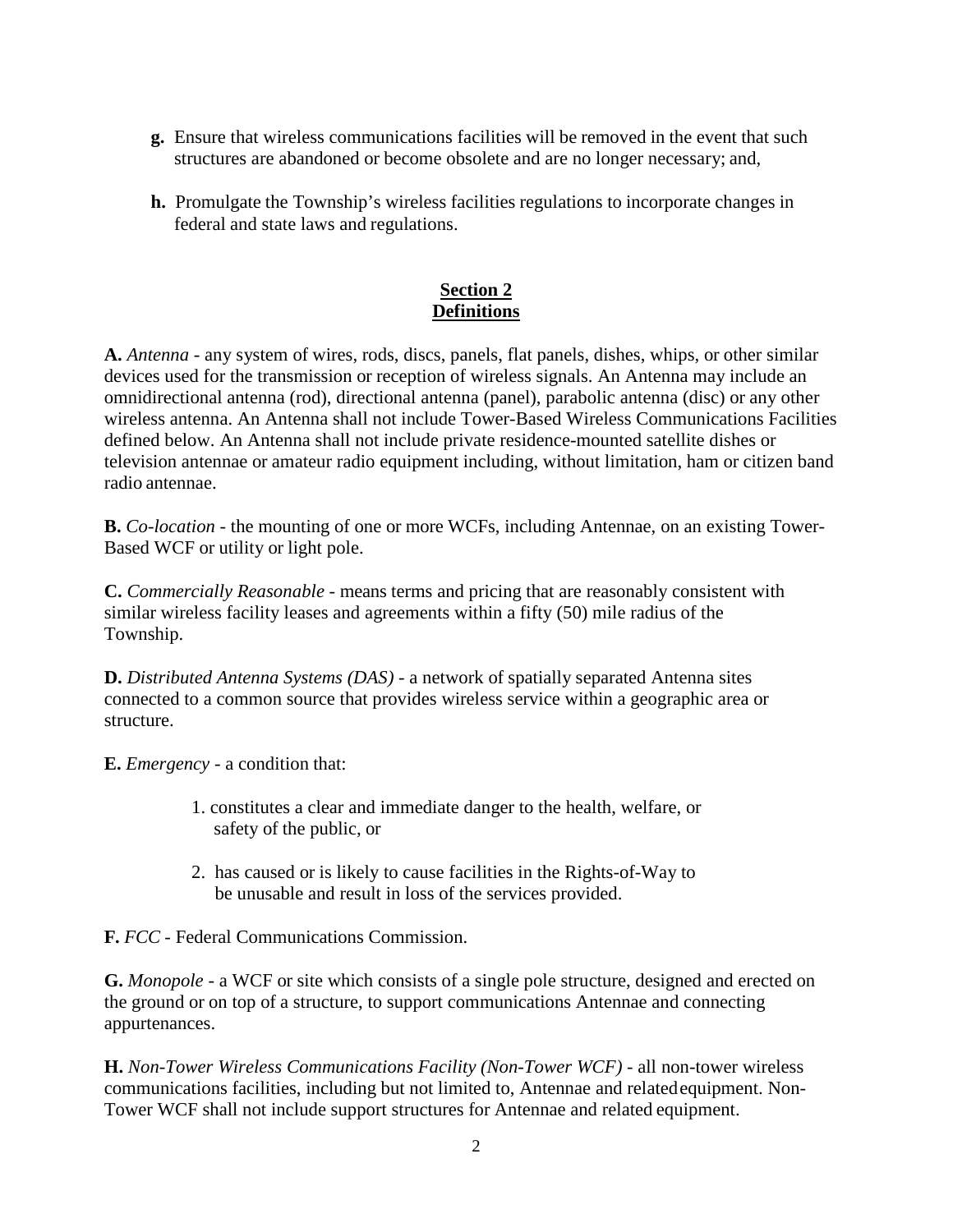**g.** Ensure that wireless communications facilities will be removed in the event that such structures are abandoned or become obsolete and are no longer necessary; and,

**h.** Promulgate the Township's wireless facilities regulations to incorporate changes in federal and state laws and regulations.

## Section 2
## Definitions

**A.** *Antenna* - any system of wires, rods, discs, panels, flat panels, dishes, whips, or other similar devices used for the transmission or reception of wireless signals. An Antenna may include an omnidirectional antenna (rod), directional antenna (panel), parabolic antenna (disc) or any other wireless antenna. An Antenna shall not include Tower-Based Wireless Communications Facilities defined below. An Antenna shall not include private residence-mounted satellite dishes or television antennae or amateur radio equipment including, without limitation, ham or citizen band radio antennae.

**B.** *Co-location* - the mounting of one or more WCFs, including Antennae, on an existing Tower-Based WCF or utility or light pole.

**C.** *Commercially Reasonable* - means terms and pricing that are reasonably consistent with similar wireless facility leases and agreements within a fifty (50) mile radius of the Township.

**D.** *Distributed Antenna Systems (DAS)* - a network of spatially separated Antenna sites connected to a common source that provides wireless service within a geographic area or structure.

**E.** *Emergency* - a condition that:

1. constitutes a clear and immediate danger to the health, welfare, or safety of the public, or

2. has caused or is likely to cause facilities in the Rights-of-Way to be unusable and result in loss of the services provided.

**F.** *FCC* - Federal Communications Commission.

**G.** *Monopole* - a WCF or site which consists of a single pole structure, designed and erected on the ground or on top of a structure, to support communications Antennae and connecting appurtenances.

**H.** *Non-Tower Wireless Communications Facility (Non-Tower WCF)* - all non-tower wireless communications facilities, including but not limited to, Antennae and related equipment. Non-Tower WCF shall not include support structures for Antennae and related equipment.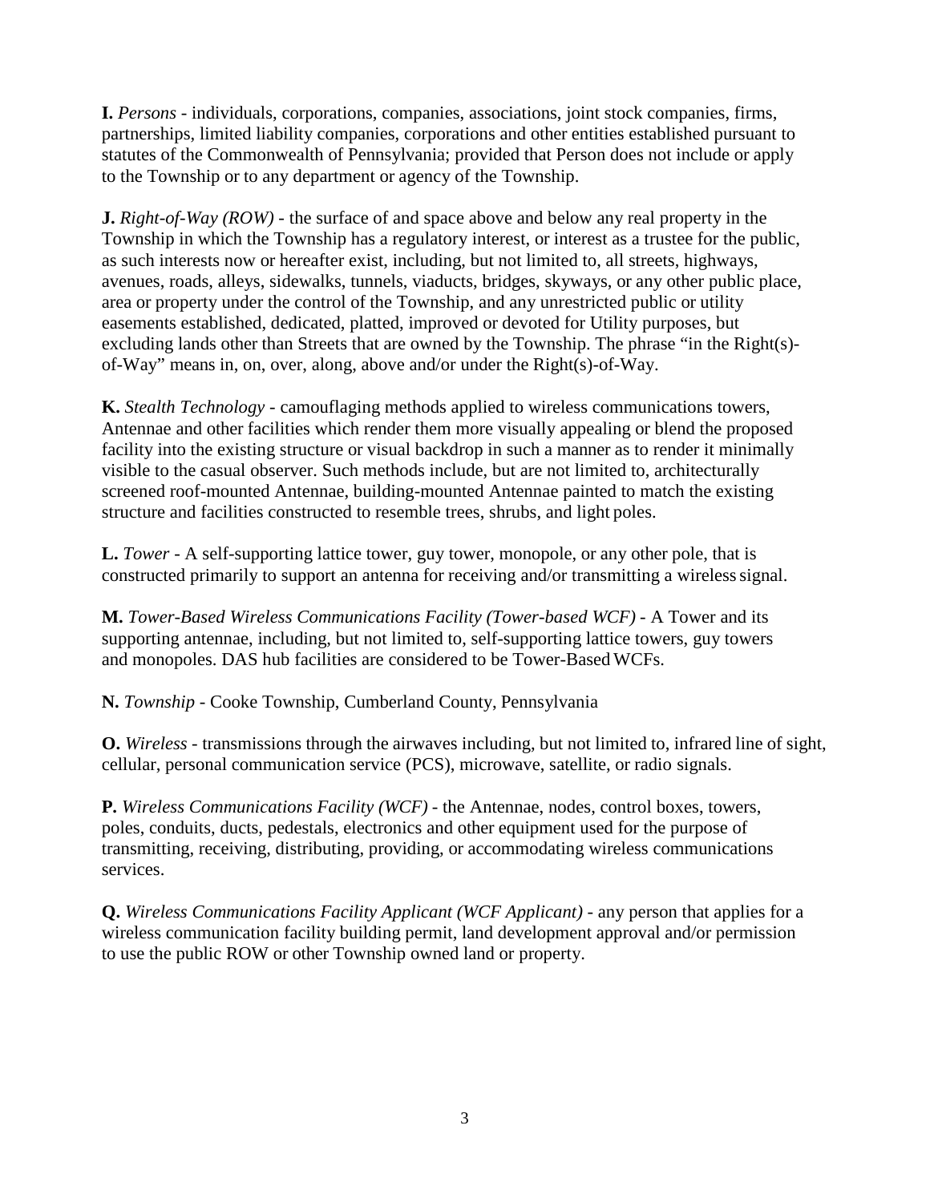**I.** *Persons* - individuals, corporations, companies, associations, joint stock companies, firms, partnerships, limited liability companies, corporations and other entities established pursuant to statutes of the Commonwealth of Pennsylvania; provided that Person does not include or apply to the Township or to any department or agency of the Township.

**J.** *Right-of-Way (ROW)* - the surface of and space above and below any real property in the Township in which the Township has a regulatory interest, or interest as a trustee for the public, as such interests now or hereafter exist, including, but not limited to, all streets, highways, avenues, roads, alleys, sidewalks, tunnels, viaducts, bridges, skyways, or any other public place, area or property under the control of the Township, and any unrestricted public or utility easements established, dedicated, platted, improved or devoted for Utility purposes, but excluding lands other than Streets that are owned by the Township. The phrase "in the Right(s)-of-Way" means in, on, over, along, above and/or under the Right(s)-of-Way.

**K.** *Stealth Technology* - camouflaging methods applied to wireless communications towers, Antennae and other facilities which render them more visually appealing or blend the proposed facility into the existing structure or visual backdrop in such a manner as to render it minimally visible to the casual observer. Such methods include, but are not limited to, architecturally screened roof-mounted Antennae, building-mounted Antennae painted to match the existing structure and facilities constructed to resemble trees, shrubs, and light poles.

**L.** *Tower* - A self-supporting lattice tower, guy tower, monopole, or any other pole, that is constructed primarily to support an antenna for receiving and/or transmitting a wireless signal.

**M.** *Tower-Based Wireless Communications Facility (Tower-based WCF)* - A Tower and its supporting antennae, including, but not limited to, self-supporting lattice towers, guy towers and monopoles. DAS hub facilities are considered to be Tower-Based WCFs.

**N.** *Township* - Cooke Township, Cumberland County, Pennsylvania

**O.** *Wireless* - transmissions through the airwaves including, but not limited to, infrared line of sight, cellular, personal communication service (PCS), microwave, satellite, or radio signals.

**P.** *Wireless Communications Facility (WCF)* - the Antennae, nodes, control boxes, towers, poles, conduits, ducts, pedestals, electronics and other equipment used for the purpose of transmitting, receiving, distributing, providing, or accommodating wireless communications services.

**Q.** *Wireless Communications Facility Applicant (WCF Applicant)* - any person that applies for a wireless communication facility building permit, land development approval and/or permission to use the public ROW or other Township owned land or property.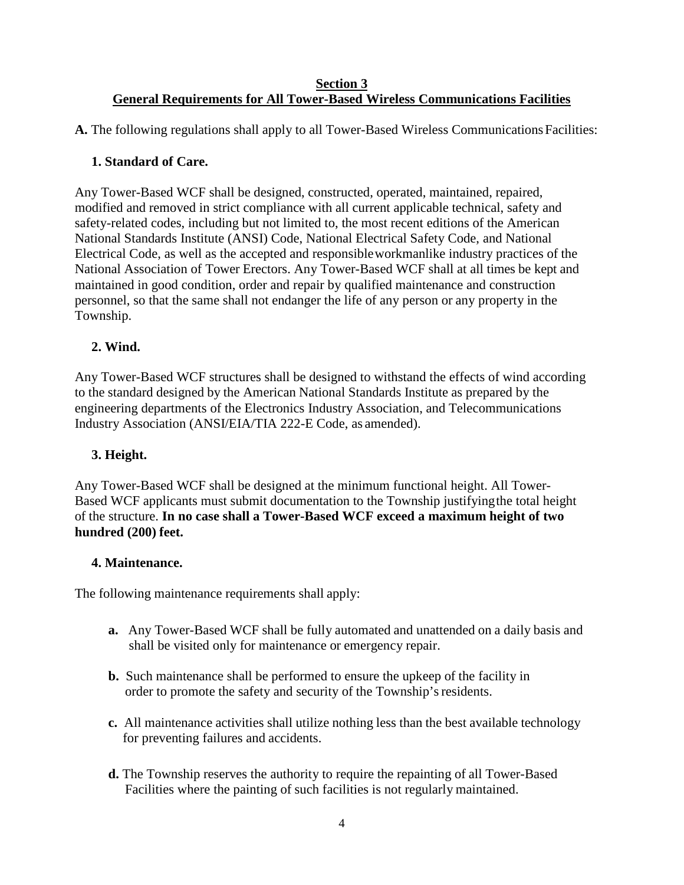## Section 3
## General Requirements for All Tower-Based Wireless Communications Facilities

**A.** The following regulations shall apply to all Tower-Based Wireless Communications Facilities:

### 1. Standard of Care.

Any Tower-Based WCF shall be designed, constructed, operated, maintained, repaired, modified and removed in strict compliance with all current applicable technical, safety and safety-related codes, including but not limited to, the most recent editions of the American National Standards Institute (ANSI) Code, National Electrical Safety Code, and National Electrical Code, as well as the accepted and responsible workmanlike industry practices of the National Association of Tower Erectors. Any Tower-Based WCF shall at all times be kept and maintained in good condition, order and repair by qualified maintenance and construction personnel, so that the same shall not endanger the life of any person or any property in the Township.

### 2. Wind.

Any Tower-Based WCF structures shall be designed to withstand the effects of wind according to the standard designed by the American National Standards Institute as prepared by the engineering departments of the Electronics Industry Association, and Telecommunications Industry Association (ANSI/EIA/TIA 222-E Code, as amended).

### 3. Height.

Any Tower-Based WCF shall be designed at the minimum functional height. All Tower-Based WCF applicants must submit documentation to the Township justifying the total height of the structure. **In no case shall a Tower-Based WCF exceed a maximum height of two hundred (200) feet.**

### 4. Maintenance.

The following maintenance requirements shall apply:

- **a.** Any Tower-Based WCF shall be fully automated and unattended on a daily basis and shall be visited only for maintenance or emergency repair.
- **b.** Such maintenance shall be performed to ensure the upkeep of the facility in order to promote the safety and security of the Township's residents.
- **c.** All maintenance activities shall utilize nothing less than the best available technology for preventing failures and accidents.
- **d.** The Township reserves the authority to require the repainting of all Tower-Based Facilities where the painting of such facilities is not regularly maintained.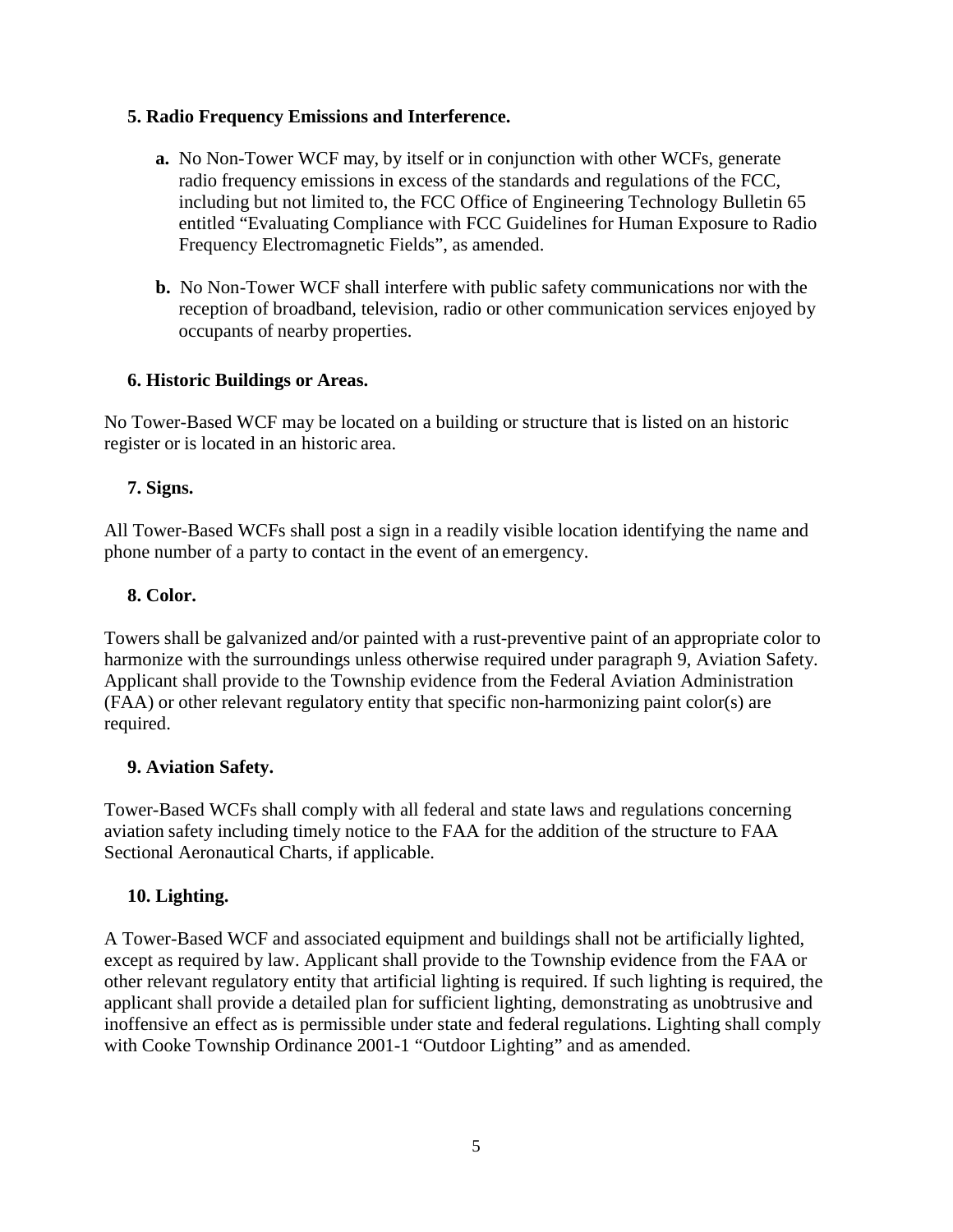### 5. Radio Frequency Emissions and Interference.

**a.** No Non-Tower WCF may, by itself or in conjunction with other WCFs, generate radio frequency emissions in excess of the standards and regulations of the FCC, including but not limited to, the FCC Office of Engineering Technology Bulletin 65 entitled "Evaluating Compliance with FCC Guidelines for Human Exposure to Radio Frequency Electromagnetic Fields", as amended.

**b.** No Non-Tower WCF shall interfere with public safety communications nor with the reception of broadband, television, radio or other communication services enjoyed by occupants of nearby properties.

### 6. Historic Buildings or Areas.

No Tower-Based WCF may be located on a building or structure that is listed on an historic register or is located in an historic area.

### 7. Signs.

All Tower-Based WCFs shall post a sign in a readily visible location identifying the name and phone number of a party to contact in the event of an emergency.

### 8. Color.

Towers shall be galvanized and/or painted with a rust-preventive paint of an appropriate color to harmonize with the surroundings unless otherwise required under paragraph 9, Aviation Safety. Applicant shall provide to the Township evidence from the Federal Aviation Administration (FAA) or other relevant regulatory entity that specific non-harmonizing paint color(s) are required.

### 9. Aviation Safety.

Tower-Based WCFs shall comply with all federal and state laws and regulations concerning aviation safety including timely notice to the FAA for the addition of the structure to FAA Sectional Aeronautical Charts, if applicable.

### 10. Lighting.

A Tower-Based WCF and associated equipment and buildings shall not be artificially lighted, except as required by law. Applicant shall provide to the Township evidence from the FAA or other relevant regulatory entity that artificial lighting is required. If such lighting is required, the applicant shall provide a detailed plan for sufficient lighting, demonstrating as unobtrusive and inoffensive an effect as is permissible under state and federal regulations. Lighting shall comply with Cooke Township Ordinance 2001-1 "Outdoor Lighting" and as amended.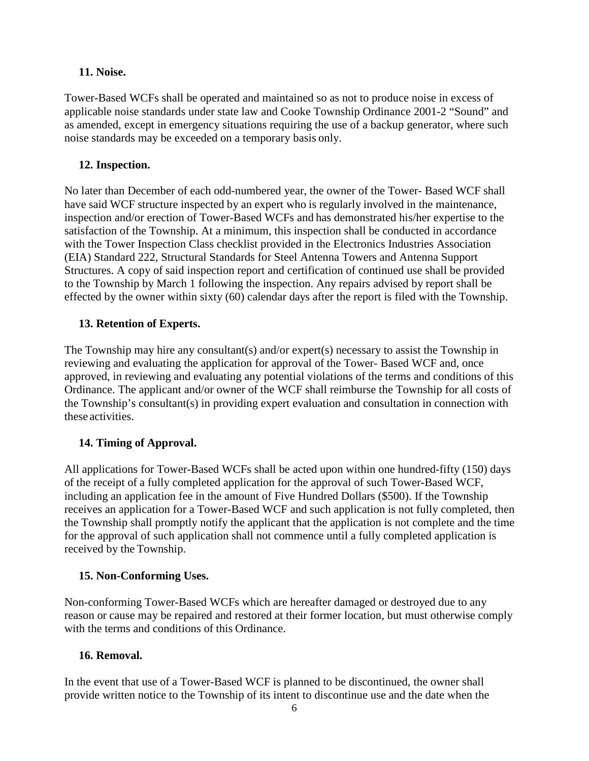**11. Noise.**

Tower-Based WCFs shall be operated and maintained so as not to produce noise in excess of applicable noise standards under state law and Cooke Township Ordinance 2001-2 "Sound" and as amended, except in emergency situations requiring the use of a backup generator, where such noise standards may be exceeded on a temporary basis only.

**12. Inspection.**

No later than December of each odd-numbered year, the owner of the Tower- Based WCF shall have said WCF structure inspected by an expert who is regularly involved in the maintenance, inspection and/or erection of Tower-Based WCFs and has demonstrated his/her expertise to the satisfaction of the Township. At a minimum, this inspection shall be conducted in accordance with the Tower Inspection Class checklist provided in the Electronics Industries Association (EIA) Standard 222, Structural Standards for Steel Antenna Towers and Antenna Support Structures. A copy of said inspection report and certification of continued use shall be provided to the Township by March 1 following the inspection. Any repairs advised by report shall be effected by the owner within sixty (60) calendar days after the report is filed with the Township.

**13. Retention of Experts.**

The Township may hire any consultant(s) and/or expert(s) necessary to assist the Township in reviewing and evaluating the application for approval of the Tower- Based WCF and, once approved, in reviewing and evaluating any potential violations of the terms and conditions of this Ordinance. The applicant and/or owner of the WCF shall reimburse the Township for all costs of the Township's consultant(s) in providing expert evaluation and consultation in connection with these activities.

**14. Timing of Approval.**

All applications for Tower-Based WCFs shall be acted upon within one hundred-fifty (150) days of the receipt of a fully completed application for the approval of such Tower-Based WCF, including an application fee in the amount of Five Hundred Dollars ($500). If the Township receives an application for a Tower-Based WCF and such application is not fully completed, then the Township shall promptly notify the applicant that the application is not complete and the time for the approval of such application shall not commence until a fully completed application is received by the Township.

**15. Non-Conforming Uses.**

Non-conforming Tower-Based WCFs which are hereafter damaged or destroyed due to any reason or cause may be repaired and restored at their former location, but must otherwise comply with the terms and conditions of this Ordinance.

**16. Removal.**

In the event that use of a Tower-Based WCF is planned to be discontinued, the owner shall provide written notice to the Township of its intent to discontinue use and the date when the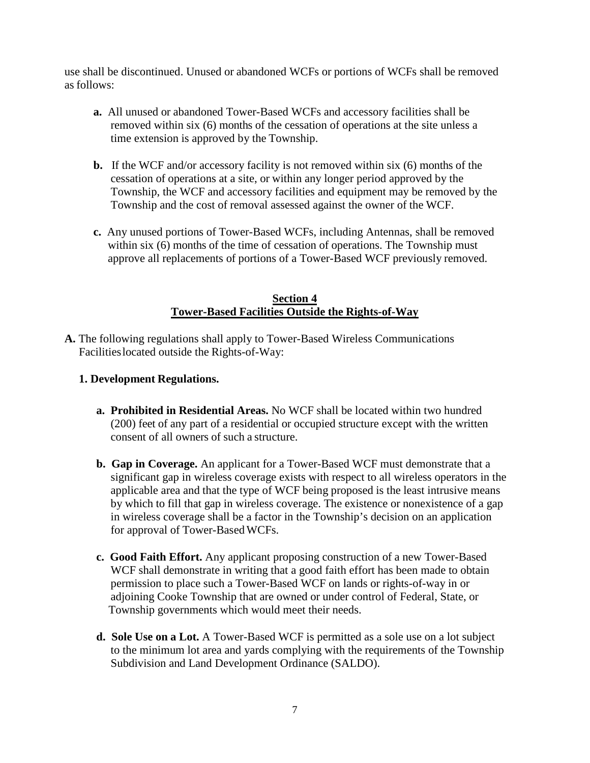use shall be discontinued. Unused or abandoned WCFs or portions of WCFs shall be removed as follows:

- **a.** All unused or abandoned Tower-Based WCFs and accessory facilities shall be removed within six (6) months of the cessation of operations at the site unless a time extension is approved by the Township.
- **b.** If the WCF and/or accessory facility is not removed within six (6) months of the cessation of operations at a site, or within any longer period approved by the Township, the WCF and accessory facilities and equipment may be removed by the Township and the cost of removal assessed against the owner of the WCF.
- **c.** Any unused portions of Tower-Based WCFs, including Antennas, shall be removed within six (6) months of the time of cessation of operations. The Township must approve all replacements of portions of a Tower-Based WCF previously removed.

## Section 4
## Tower-Based Facilities Outside the Rights-of-Way

**A.** The following regulations shall apply to Tower-Based Wireless Communications Facilities located outside the Rights-of-Way:

**1. Development Regulations.**

- **a. Prohibited in Residential Areas.** No WCF shall be located within two hundred (200) feet of any part of a residential or occupied structure except with the written consent of all owners of such a structure.
- **b. Gap in Coverage.** An applicant for a Tower-Based WCF must demonstrate that a significant gap in wireless coverage exists with respect to all wireless operators in the applicable area and that the type of WCF being proposed is the least intrusive means by which to fill that gap in wireless coverage. The existence or nonexistence of a gap in wireless coverage shall be a factor in the Township's decision on an application for approval of Tower-Based WCFs.
- **c. Good Faith Effort.** Any applicant proposing construction of a new Tower-Based WCF shall demonstrate in writing that a good faith effort has been made to obtain permission to place such a Tower-Based WCF on lands or rights-of-way in or adjoining Cooke Township that are owned or under control of Federal, State, or Township governments which would meet their needs.
- **d. Sole Use on a Lot.** A Tower-Based WCF is permitted as a sole use on a lot subject to the minimum lot area and yards complying with the requirements of the Township Subdivision and Land Development Ordinance (SALDO).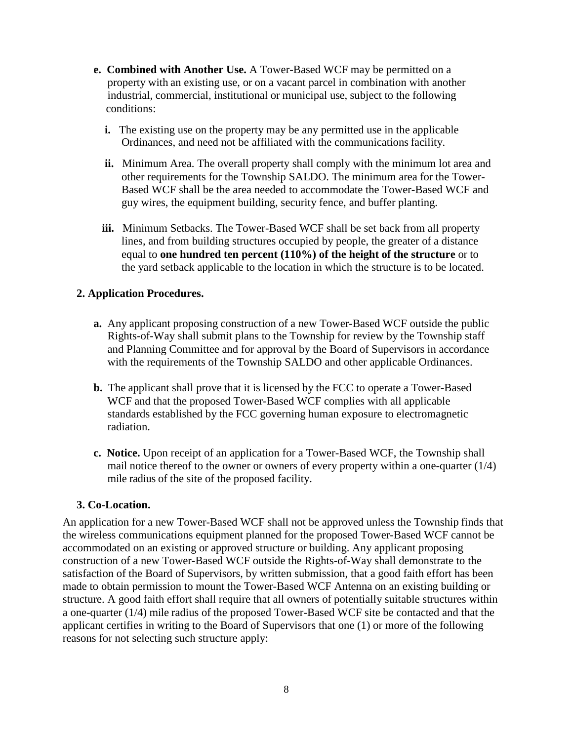- **e. Combined with Another Use.** A Tower-Based WCF may be permitted on a property with an existing use, or on a vacant parcel in combination with another industrial, commercial, institutional or municipal use, subject to the following conditions:

  - **i.** The existing use on the property may be any permitted use in the applicable Ordinances, and need not be affiliated with the communications facility.

  - **ii.** Minimum Area. The overall property shall comply with the minimum lot area and other requirements for the Township SALDO. The minimum area for the Tower-Based WCF shall be the area needed to accommodate the Tower-Based WCF and guy wires, the equipment building, security fence, and buffer planting.

  - **iii.** Minimum Setbacks. The Tower-Based WCF shall be set back from all property lines, and from building structures occupied by people, the greater of a distance equal to **one hundred ten percent (110%) of the height of the structure** or to the yard setback applicable to the location in which the structure is to be located.

**2. Application Procedures.**

- **a.** Any applicant proposing construction of a new Tower-Based WCF outside the public Rights-of-Way shall submit plans to the Township for review by the Township staff and Planning Committee and for approval by the Board of Supervisors in accordance with the requirements of the Township SALDO and other applicable Ordinances.

- **b.** The applicant shall prove that it is licensed by the FCC to operate a Tower-Based WCF and that the proposed Tower-Based WCF complies with all applicable standards established by the FCC governing human exposure to electromagnetic radiation.

- **c. Notice.** Upon receipt of an application for a Tower-Based WCF, the Township shall mail notice thereof to the owner or owners of every property within a one-quarter (1/4) mile radius of the site of the proposed facility.

**3. Co-Location.**

An application for a new Tower-Based WCF shall not be approved unless the Township finds that the wireless communications equipment planned for the proposed Tower-Based WCF cannot be accommodated on an existing or approved structure or building. Any applicant proposing construction of a new Tower-Based WCF outside the Rights-of-Way shall demonstrate to the satisfaction of the Board of Supervisors, by written submission, that a good faith effort has been made to obtain permission to mount the Tower-Based WCF Antenna on an existing building or structure. A good faith effort shall require that all owners of potentially suitable structures within a one-quarter (1/4) mile radius of the proposed Tower-Based WCF site be contacted and that the applicant certifies in writing to the Board of Supervisors that one (1) or more of the following reasons for not selecting such structure apply: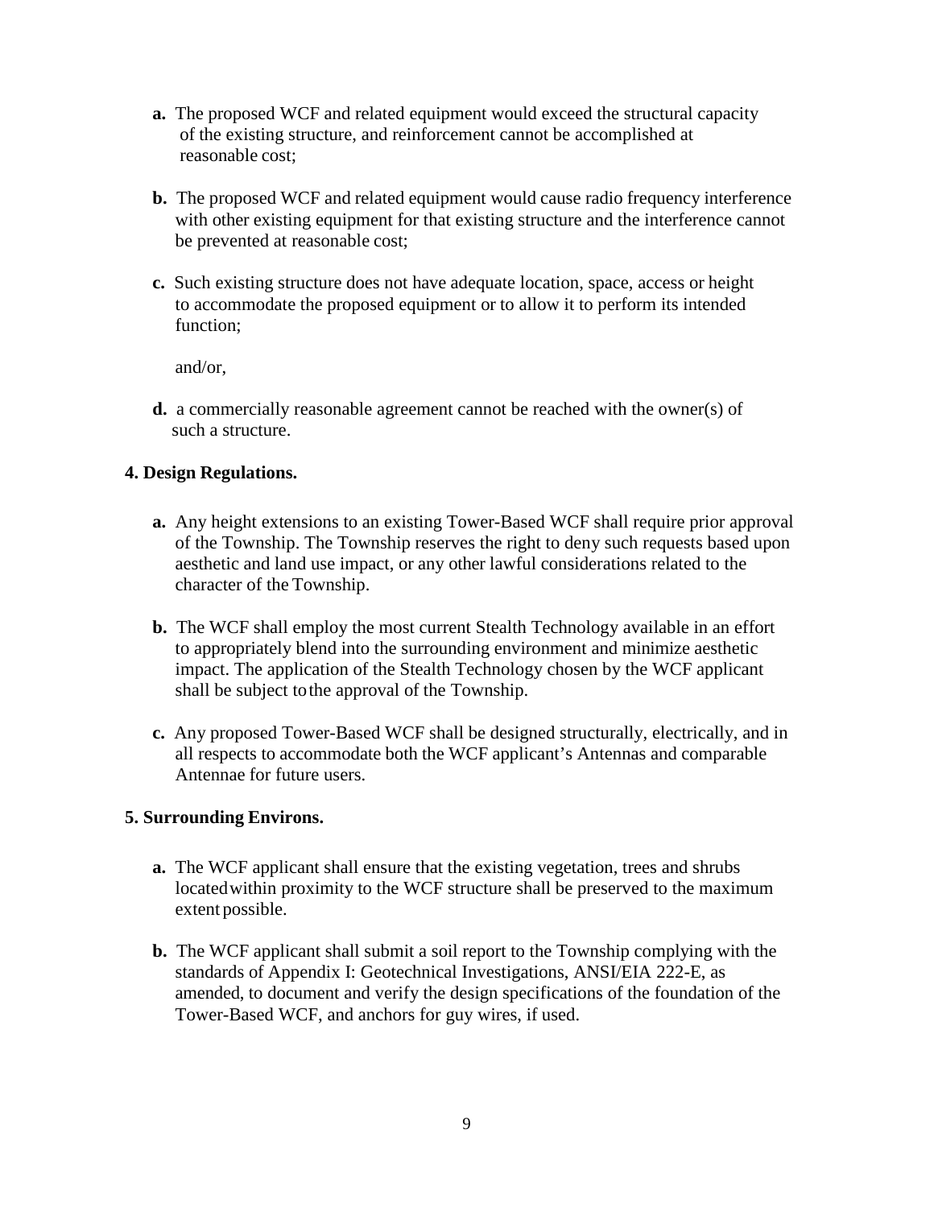**a.** The proposed WCF and related equipment would exceed the structural capacity of the existing structure, and reinforcement cannot be accomplished at reasonable cost;

**b.** The proposed WCF and related equipment would cause radio frequency interference with other existing equipment for that existing structure and the interference cannot be prevented at reasonable cost;

**c.** Such existing structure does not have adequate location, space, access or height to accommodate the proposed equipment or to allow it to perform its intended function;

and/or,

**d.** a commercially reasonable agreement cannot be reached with the owner(s) of such a structure.

**4. Design Regulations.**

**a.** Any height extensions to an existing Tower-Based WCF shall require prior approval of the Township. The Township reserves the right to deny such requests based upon aesthetic and land use impact, or any other lawful considerations related to the character of the Township.

**b.** The WCF shall employ the most current Stealth Technology available in an effort to appropriately blend into the surrounding environment and minimize aesthetic impact. The application of the Stealth Technology chosen by the WCF applicant shall be subject to the approval of the Township.

**c.** Any proposed Tower-Based WCF shall be designed structurally, electrically, and in all respects to accommodate both the WCF applicant's Antennas and comparable Antennae for future users.

**5. Surrounding Environs.**

**a.** The WCF applicant shall ensure that the existing vegetation, trees and shrubs located within proximity to the WCF structure shall be preserved to the maximum extent possible.

**b.** The WCF applicant shall submit a soil report to the Township complying with the standards of Appendix I: Geotechnical Investigations, ANSI/EIA 222-E, as amended, to document and verify the design specifications of the foundation of the Tower-Based WCF, and anchors for guy wires, if used.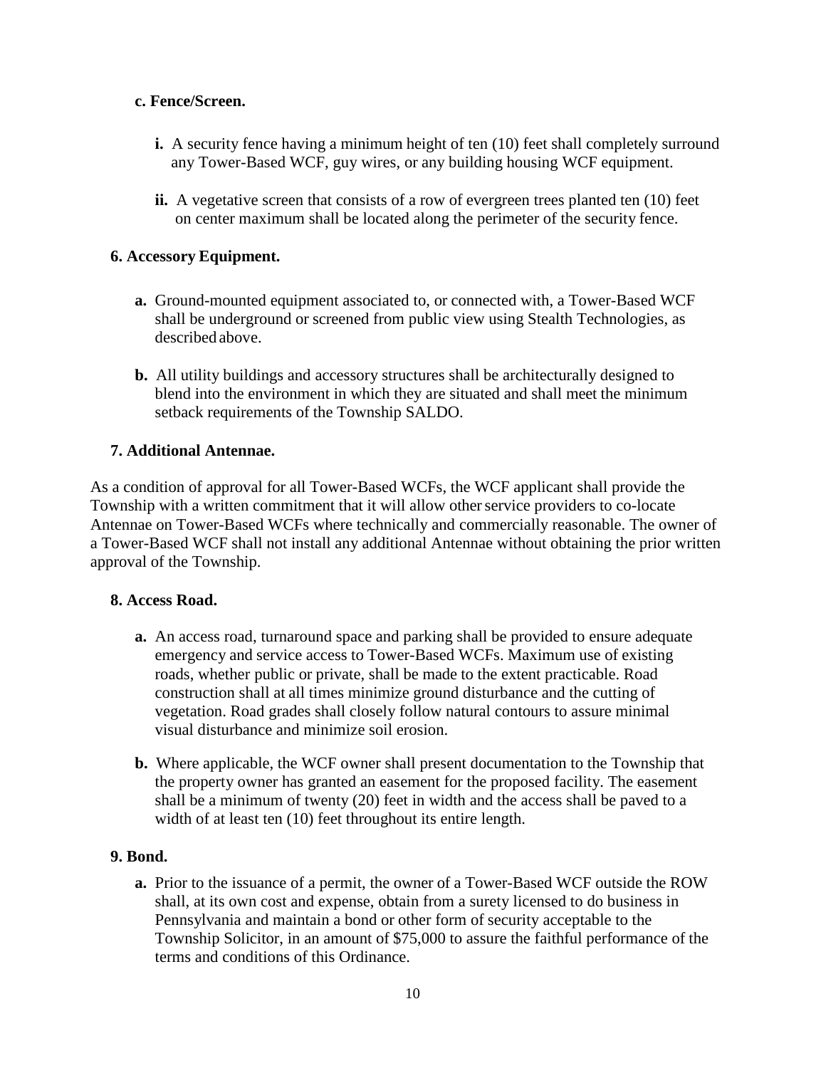**c. Fence/Screen.**

- **i.** A security fence having a minimum height of ten (10) feet shall completely surround any Tower-Based WCF, guy wires, or any building housing WCF equipment.
- **ii.** A vegetative screen that consists of a row of evergreen trees planted ten (10) feet on center maximum shall be located along the perimeter of the security fence.

**6. Accessory Equipment.**

- **a.** Ground-mounted equipment associated to, or connected with, a Tower-Based WCF shall be underground or screened from public view using Stealth Technologies, as described above.
- **b.** All utility buildings and accessory structures shall be architecturally designed to blend into the environment in which they are situated and shall meet the minimum setback requirements of the Township SALDO.

**7. Additional Antennae.**

As a condition of approval for all Tower-Based WCFs, the WCF applicant shall provide the Township with a written commitment that it will allow other service providers to co-locate Antennae on Tower-Based WCFs where technically and commercially reasonable. The owner of a Tower-Based WCF shall not install any additional Antennae without obtaining the prior written approval of the Township.

**8. Access Road.**

- **a.** An access road, turnaround space and parking shall be provided to ensure adequate emergency and service access to Tower-Based WCFs. Maximum use of existing roads, whether public or private, shall be made to the extent practicable. Road construction shall at all times minimize ground disturbance and the cutting of vegetation. Road grades shall closely follow natural contours to assure minimal visual disturbance and minimize soil erosion.
- **b.** Where applicable, the WCF owner shall present documentation to the Township that the property owner has granted an easement for the proposed facility. The easement shall be a minimum of twenty (20) feet in width and the access shall be paved to a width of at least ten (10) feet throughout its entire length.

**9. Bond.**

- **a.** Prior to the issuance of a permit, the owner of a Tower-Based WCF outside the ROW shall, at its own cost and expense, obtain from a surety licensed to do business in Pennsylvania and maintain a bond or other form of security acceptable to the Township Solicitor, in an amount of $75,000 to assure the faithful performance of the terms and conditions of this Ordinance.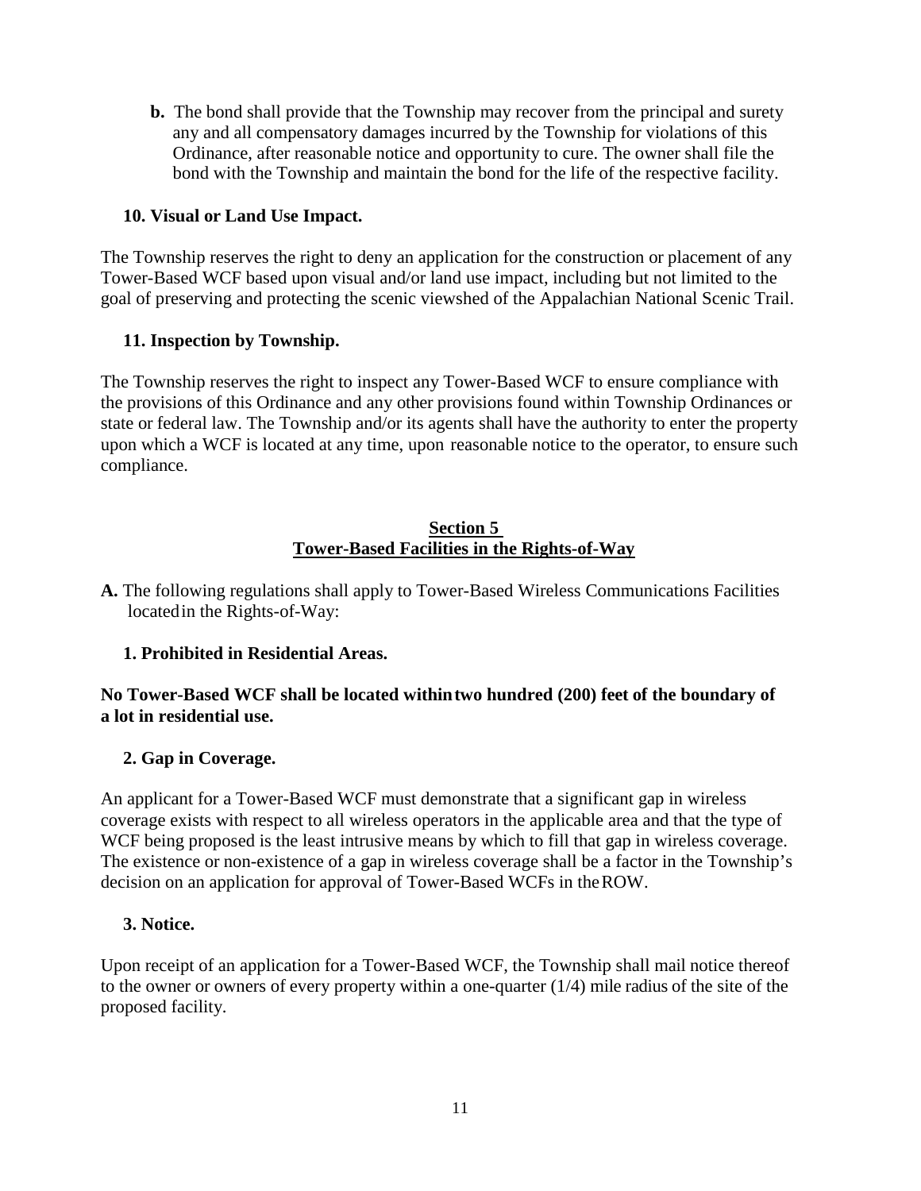**b.** The bond shall provide that the Township may recover from the principal and surety any and all compensatory damages incurred by the Township for violations of this Ordinance, after reasonable notice and opportunity to cure. The owner shall file the bond with the Township and maintain the bond for the life of the respective facility.

**10. Visual or Land Use Impact.**

The Township reserves the right to deny an application for the construction or placement of any Tower-Based WCF based upon visual and/or land use impact, including but not limited to the goal of preserving and protecting the scenic viewshed of the Appalachian National Scenic Trail.

**11. Inspection by Township.**

The Township reserves the right to inspect any Tower-Based WCF to ensure compliance with the provisions of this Ordinance and any other provisions found within Township Ordinances or state or federal law. The Township and/or its agents shall have the authority to enter the property upon which a WCF is located at any time, upon reasonable notice to the operator, to ensure such compliance.

## Section 5
## Tower-Based Facilities in the Rights-of-Way

**A.** The following regulations shall apply to Tower-Based Wireless Communications Facilities located in the Rights-of-Way:

**1. Prohibited in Residential Areas.**

**No Tower-Based WCF shall be located within two hundred (200) feet of the boundary of a lot in residential use.**

**2. Gap in Coverage.**

An applicant for a Tower-Based WCF must demonstrate that a significant gap in wireless coverage exists with respect to all wireless operators in the applicable area and that the type of WCF being proposed is the least intrusive means by which to fill that gap in wireless coverage. The existence or non-existence of a gap in wireless coverage shall be a factor in the Township's decision on an application for approval of Tower-Based WCFs in the ROW.

**3. Notice.**

Upon receipt of an application for a Tower-Based WCF, the Township shall mail notice thereof to the owner or owners of every property within a one-quarter (1/4) mile radius of the site of the proposed facility.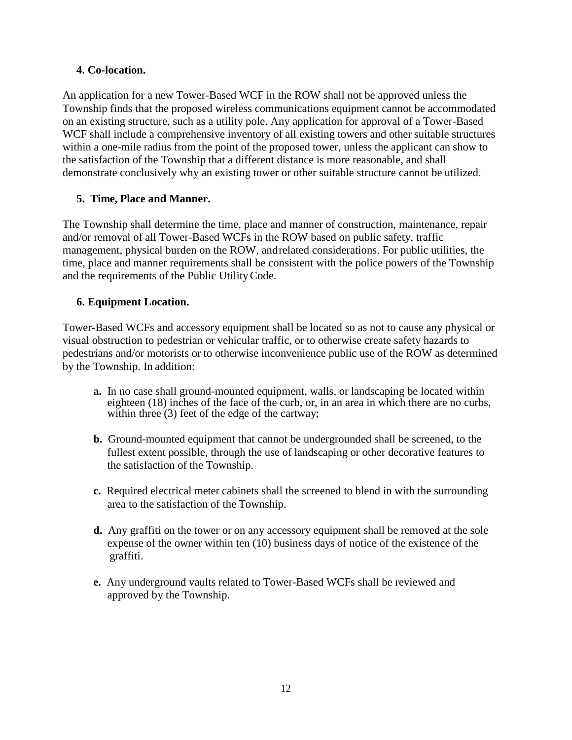**4. Co-location.**

An application for a new Tower-Based WCF in the ROW shall not be approved unless the Township finds that the proposed wireless communications equipment cannot be accommodated on an existing structure, such as a utility pole. Any application for approval of a Tower-Based WCF shall include a comprehensive inventory of all existing towers and other suitable structures within a one-mile radius from the point of the proposed tower, unless the applicant can show to the satisfaction of the Township that a different distance is more reasonable, and shall demonstrate conclusively why an existing tower or other suitable structure cannot be utilized.

**5. Time, Place and Manner.**

The Township shall determine the time, place and manner of construction, maintenance, repair and/or removal of all Tower-Based WCFs in the ROW based on public safety, traffic management, physical burden on the ROW, and related considerations. For public utilities, the time, place and manner requirements shall be consistent with the police powers of the Township and the requirements of the Public Utility Code.

**6. Equipment Location.**

Tower-Based WCFs and accessory equipment shall be located so as not to cause any physical or visual obstruction to pedestrian or vehicular traffic, or to otherwise create safety hazards to pedestrians and/or motorists or to otherwise inconvenience public use of the ROW as determined by the Township. In addition:

**a.** In no case shall ground-mounted equipment, walls, or landscaping be located within eighteen (18) inches of the face of the curb, or, in an area in which there are no curbs, within three (3) feet of the edge of the cartway;

**b.** Ground-mounted equipment that cannot be undergrounded shall be screened, to the fullest extent possible, through the use of landscaping or other decorative features to the satisfaction of the Township.

**c.** Required electrical meter cabinets shall the screened to blend in with the surrounding area to the satisfaction of the Township.

**d.** Any graffiti on the tower or on any accessory equipment shall be removed at the sole expense of the owner within ten (10) business days of notice of the existence of the graffiti.

**e.** Any underground vaults related to Tower-Based WCFs shall be reviewed and approved by the Township.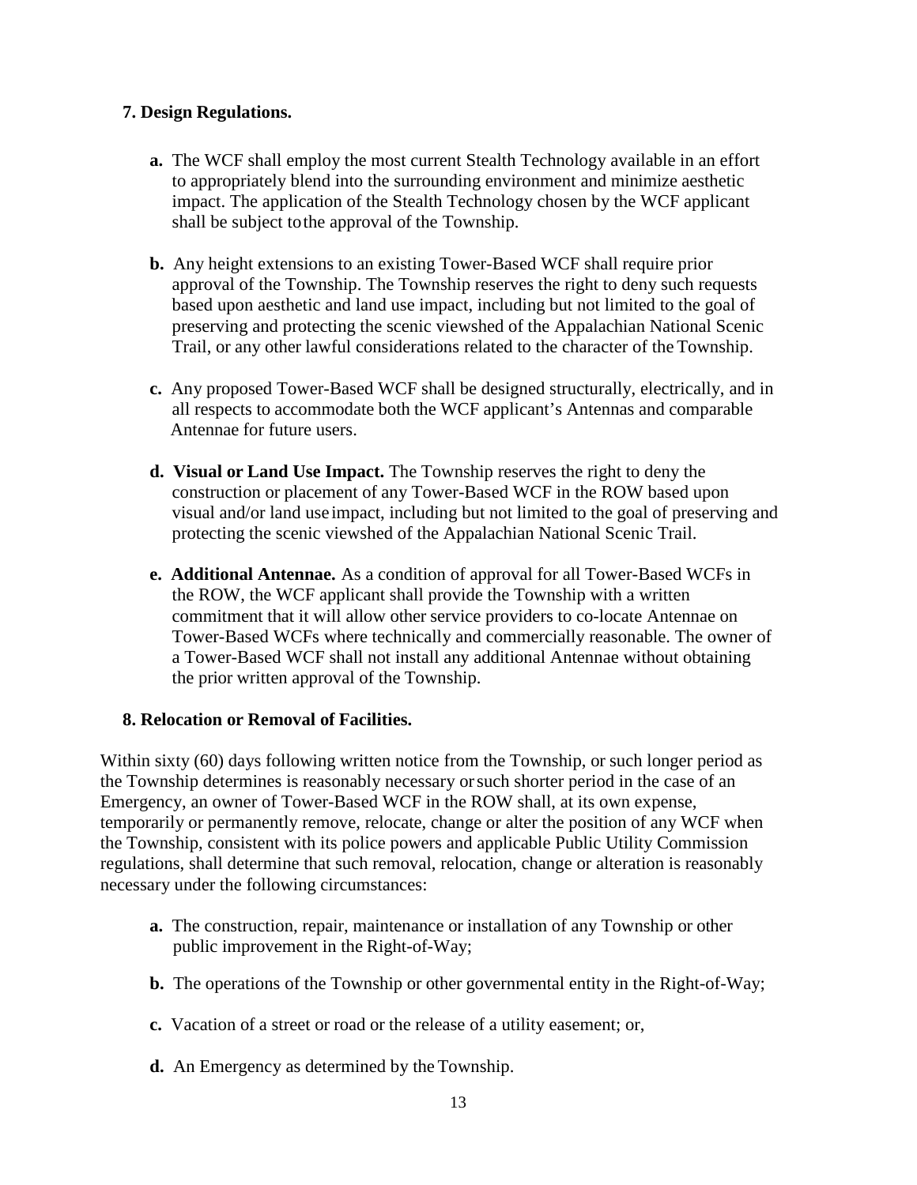**7. Design Regulations.**

- **a.** The WCF shall employ the most current Stealth Technology available in an effort to appropriately blend into the surrounding environment and minimize aesthetic impact. The application of the Stealth Technology chosen by the WCF applicant shall be subject to the approval of the Township.
- **b.** Any height extensions to an existing Tower-Based WCF shall require prior approval of the Township. The Township reserves the right to deny such requests based upon aesthetic and land use impact, including but not limited to the goal of preserving and protecting the scenic viewshed of the Appalachian National Scenic Trail, or any other lawful considerations related to the character of the Township.
- **c.** Any proposed Tower-Based WCF shall be designed structurally, electrically, and in all respects to accommodate both the WCF applicant's Antennas and comparable Antennae for future users.
- **d. Visual or Land Use Impact.** The Township reserves the right to deny the construction or placement of any Tower-Based WCF in the ROW based upon visual and/or land use impact, including but not limited to the goal of preserving and protecting the scenic viewshed of the Appalachian National Scenic Trail.
- **e. Additional Antennae.** As a condition of approval for all Tower-Based WCFs in the ROW, the WCF applicant shall provide the Township with a written commitment that it will allow other service providers to co-locate Antennae on Tower-Based WCFs where technically and commercially reasonable. The owner of a Tower-Based WCF shall not install any additional Antennae without obtaining the prior written approval of the Township.

**8. Relocation or Removal of Facilities.**

Within sixty (60) days following written notice from the Township, or such longer period as the Township determines is reasonably necessary or such shorter period in the case of an Emergency, an owner of Tower-Based WCF in the ROW shall, at its own expense, temporarily or permanently remove, relocate, change or alter the position of any WCF when the Township, consistent with its police powers and applicable Public Utility Commission regulations, shall determine that such removal, relocation, change or alteration is reasonably necessary under the following circumstances:

- **a.** The construction, repair, maintenance or installation of any Township or other public improvement in the Right-of-Way;
- **b.** The operations of the Township or other governmental entity in the Right-of-Way;
- **c.** Vacation of a street or road or the release of a utility easement; or,
- **d.** An Emergency as determined by the Township.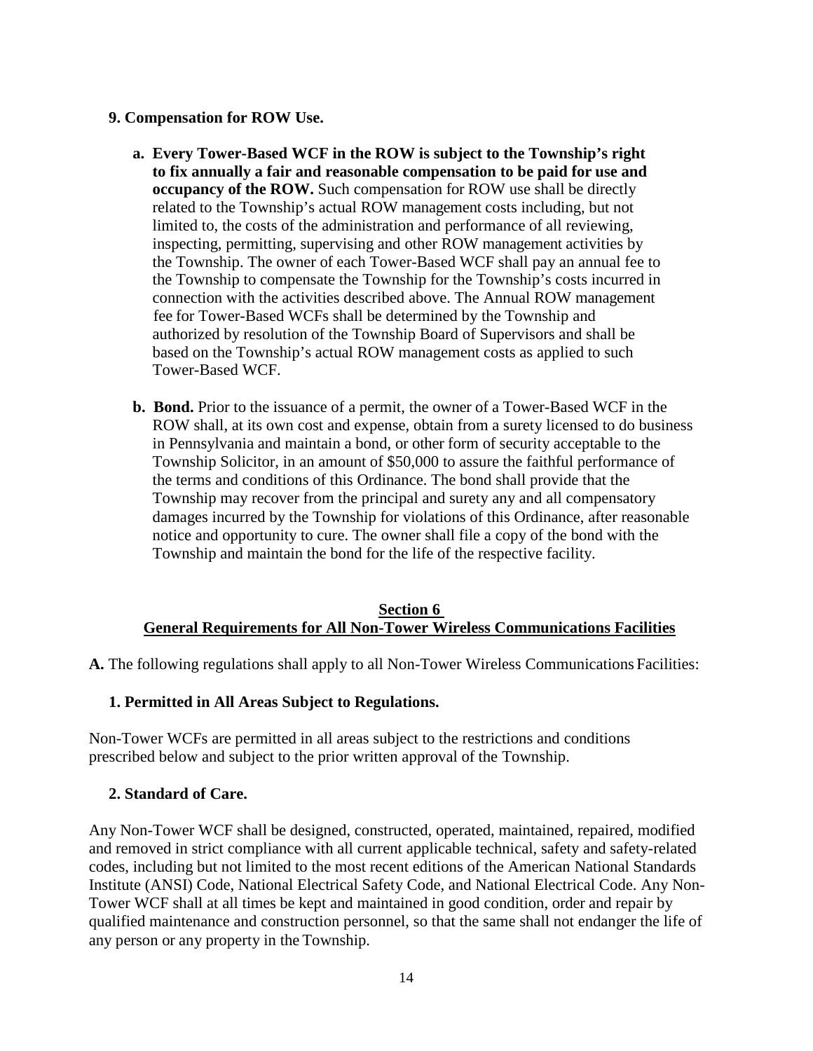**9. Compensation for ROW Use.**

a. **Every Tower-Based WCF in the ROW is subject to the Township's right to fix annually a fair and reasonable compensation to be paid for use and occupancy of the ROW.** Such compensation for ROW use shall be directly related to the Township's actual ROW management costs including, but not limited to, the costs of the administration and performance of all reviewing, inspecting, permitting, supervising and other ROW management activities by the Township. The owner of each Tower-Based WCF shall pay an annual fee to the Township to compensate the Township for the Township's costs incurred in connection with the activities described above. The Annual ROW management fee for Tower-Based WCFs shall be determined by the Township and authorized by resolution of the Township Board of Supervisors and shall be based on the Township's actual ROW management costs as applied to such Tower-Based WCF.

b. **Bond.** Prior to the issuance of a permit, the owner of a Tower-Based WCF in the ROW shall, at its own cost and expense, obtain from a surety licensed to do business in Pennsylvania and maintain a bond, or other form of security acceptable to the Township Solicitor, in an amount of $50,000 to assure the faithful performance of the terms and conditions of this Ordinance. The bond shall provide that the Township may recover from the principal and surety any and all compensatory damages incurred by the Township for violations of this Ordinance, after reasonable notice and opportunity to cure. The owner shall file a copy of the bond with the Township and maintain the bond for the life of the respective facility.

## Section 6
## General Requirements for All Non-Tower Wireless Communications Facilities

**A.** The following regulations shall apply to all Non-Tower Wireless Communications Facilities:

**1. Permitted in All Areas Subject to Regulations.**

Non-Tower WCFs are permitted in all areas subject to the restrictions and conditions prescribed below and subject to the prior written approval of the Township.

**2. Standard of Care.**

Any Non-Tower WCF shall be designed, constructed, operated, maintained, repaired, modified and removed in strict compliance with all current applicable technical, safety and safety-related codes, including but not limited to the most recent editions of the American National Standards Institute (ANSI) Code, National Electrical Safety Code, and National Electrical Code. Any Non-Tower WCF shall at all times be kept and maintained in good condition, order and repair by qualified maintenance and construction personnel, so that the same shall not endanger the life of any person or any property in the Township.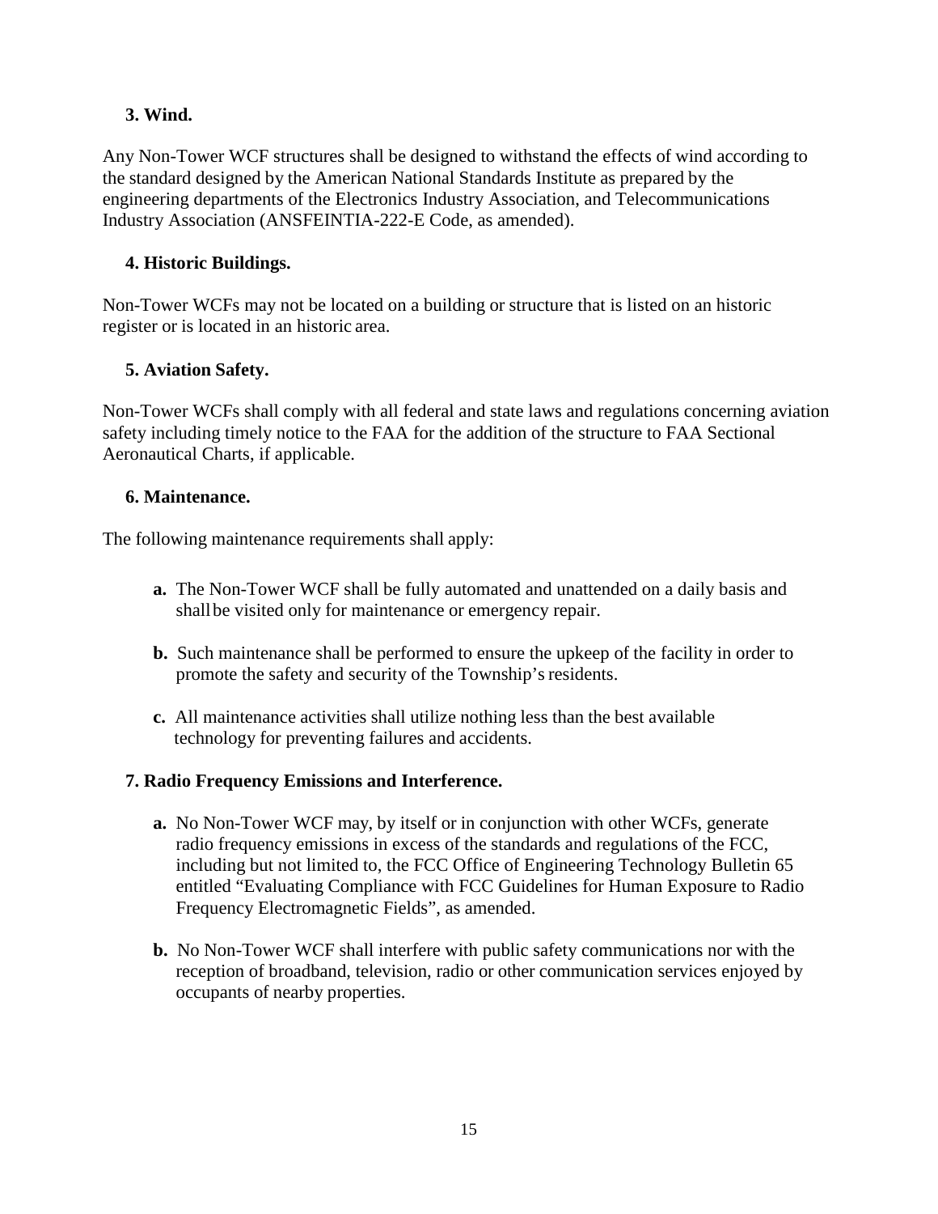**3. Wind.**

Any Non-Tower WCF structures shall be designed to withstand the effects of wind according to the standard designed by the American National Standards Institute as prepared by the engineering departments of the Electronics Industry Association, and Telecommunications Industry Association (ANSFEINTIA-222-E Code, as amended).

**4. Historic Buildings.**

Non-Tower WCFs may not be located on a building or structure that is listed on an historic register or is located in an historic area.

**5. Aviation Safety.**

Non-Tower WCFs shall comply with all federal and state laws and regulations concerning aviation safety including timely notice to the FAA for the addition of the structure to FAA Sectional Aeronautical Charts, if applicable.

**6. Maintenance.**

The following maintenance requirements shall apply:

- **a.** The Non-Tower WCF shall be fully automated and unattended on a daily basis and shall be visited only for maintenance or emergency repair.
- **b.** Such maintenance shall be performed to ensure the upkeep of the facility in order to promote the safety and security of the Township's residents.
- **c.** All maintenance activities shall utilize nothing less than the best available technology for preventing failures and accidents.

**7. Radio Frequency Emissions and Interference.**

- **a.** No Non-Tower WCF may, by itself or in conjunction with other WCFs, generate radio frequency emissions in excess of the standards and regulations of the FCC, including but not limited to, the FCC Office of Engineering Technology Bulletin 65 entitled "Evaluating Compliance with FCC Guidelines for Human Exposure to Radio Frequency Electromagnetic Fields", as amended.
- **b.** No Non-Tower WCF shall interfere with public safety communications nor with the reception of broadband, television, radio or other communication services enjoyed by occupants of nearby properties.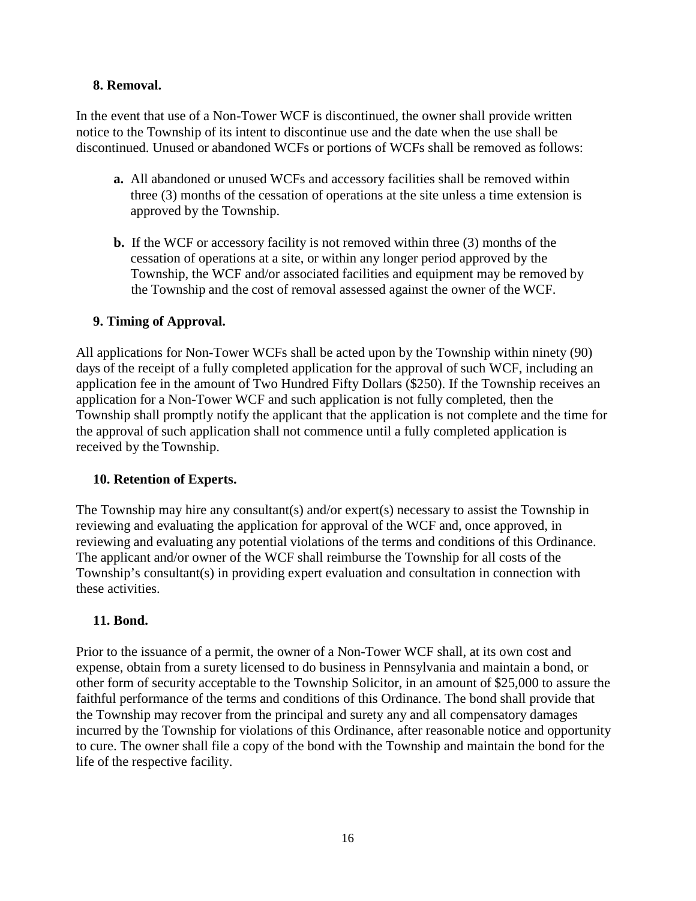### 8. Removal.

In the event that use of a Non-Tower WCF is discontinued, the owner shall provide written notice to the Township of its intent to discontinue use and the date when the use shall be discontinued. Unused or abandoned WCFs or portions of WCFs shall be removed as follows:

- **a.** All abandoned or unused WCFs and accessory facilities shall be removed within three (3) months of the cessation of operations at the site unless a time extension is approved by the Township.
- **b.** If the WCF or accessory facility is not removed within three (3) months of the cessation of operations at a site, or within any longer period approved by the Township, the WCF and/or associated facilities and equipment may be removed by the Township and the cost of removal assessed against the owner of the WCF.

### 9. Timing of Approval.

All applications for Non-Tower WCFs shall be acted upon by the Township within ninety (90) days of the receipt of a fully completed application for the approval of such WCF, including an application fee in the amount of Two Hundred Fifty Dollars ($250). If the Township receives an application for a Non-Tower WCF and such application is not fully completed, then the Township shall promptly notify the applicant that the application is not complete and the time for the approval of such application shall not commence until a fully completed application is received by the Township.

### 10. Retention of Experts.

The Township may hire any consultant(s) and/or expert(s) necessary to assist the Township in reviewing and evaluating the application for approval of the WCF and, once approved, in reviewing and evaluating any potential violations of the terms and conditions of this Ordinance. The applicant and/or owner of the WCF shall reimburse the Township for all costs of the Township's consultant(s) in providing expert evaluation and consultation in connection with these activities.

### 11. Bond.

Prior to the issuance of a permit, the owner of a Non-Tower WCF shall, at its own cost and expense, obtain from a surety licensed to do business in Pennsylvania and maintain a bond, or other form of security acceptable to the Township Solicitor, in an amount of $25,000 to assure the faithful performance of the terms and conditions of this Ordinance. The bond shall provide that the Township may recover from the principal and surety any and all compensatory damages incurred by the Township for violations of this Ordinance, after reasonable notice and opportunity to cure. The owner shall file a copy of the bond with the Township and maintain the bond for the life of the respective facility.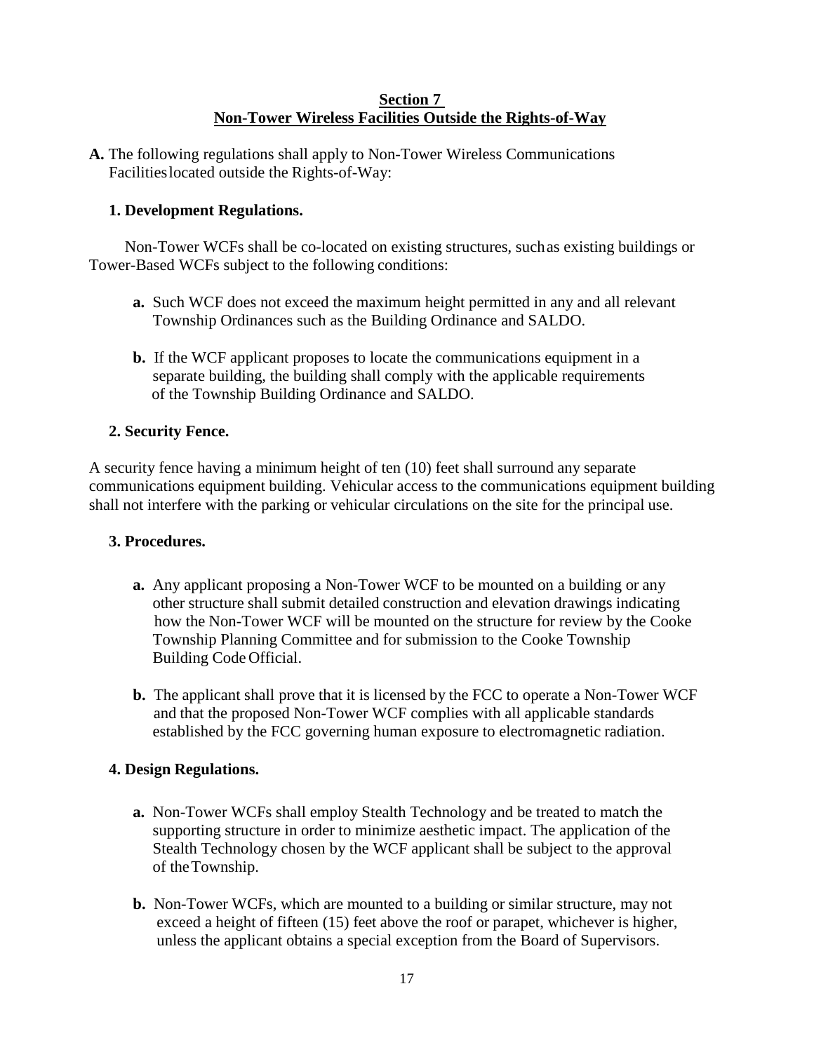## Section 7
## Non-Tower Wireless Facilities Outside the Rights-of-Way

**A.** The following regulations shall apply to Non-Tower Wireless Communications Facilities located outside the Rights-of-Way:

**1. Development Regulations.**

Non-Tower WCFs shall be co-located on existing structures, such as existing buildings or Tower-Based WCFs subject to the following conditions:

- **a.** Such WCF does not exceed the maximum height permitted in any and all relevant Township Ordinances such as the Building Ordinance and SALDO.
- **b.** If the WCF applicant proposes to locate the communications equipment in a separate building, the building shall comply with the applicable requirements of the Township Building Ordinance and SALDO.

**2. Security Fence.**

A security fence having a minimum height of ten (10) feet shall surround any separate communications equipment building. Vehicular access to the communications equipment building shall not interfere with the parking or vehicular circulations on the site for the principal use.

**3. Procedures.**

- **a.** Any applicant proposing a Non-Tower WCF to be mounted on a building or any other structure shall submit detailed construction and elevation drawings indicating how the Non-Tower WCF will be mounted on the structure for review by the Cooke Township Planning Committee and for submission to the Cooke Township Building Code Official.
- **b.** The applicant shall prove that it is licensed by the FCC to operate a Non-Tower WCF and that the proposed Non-Tower WCF complies with all applicable standards established by the FCC governing human exposure to electromagnetic radiation.

**4. Design Regulations.**

- **a.** Non-Tower WCFs shall employ Stealth Technology and be treated to match the supporting structure in order to minimize aesthetic impact. The application of the Stealth Technology chosen by the WCF applicant shall be subject to the approval of the Township.
- **b.** Non-Tower WCFs, which are mounted to a building or similar structure, may not exceed a height of fifteen (15) feet above the roof or parapet, whichever is higher, unless the applicant obtains a special exception from the Board of Supervisors.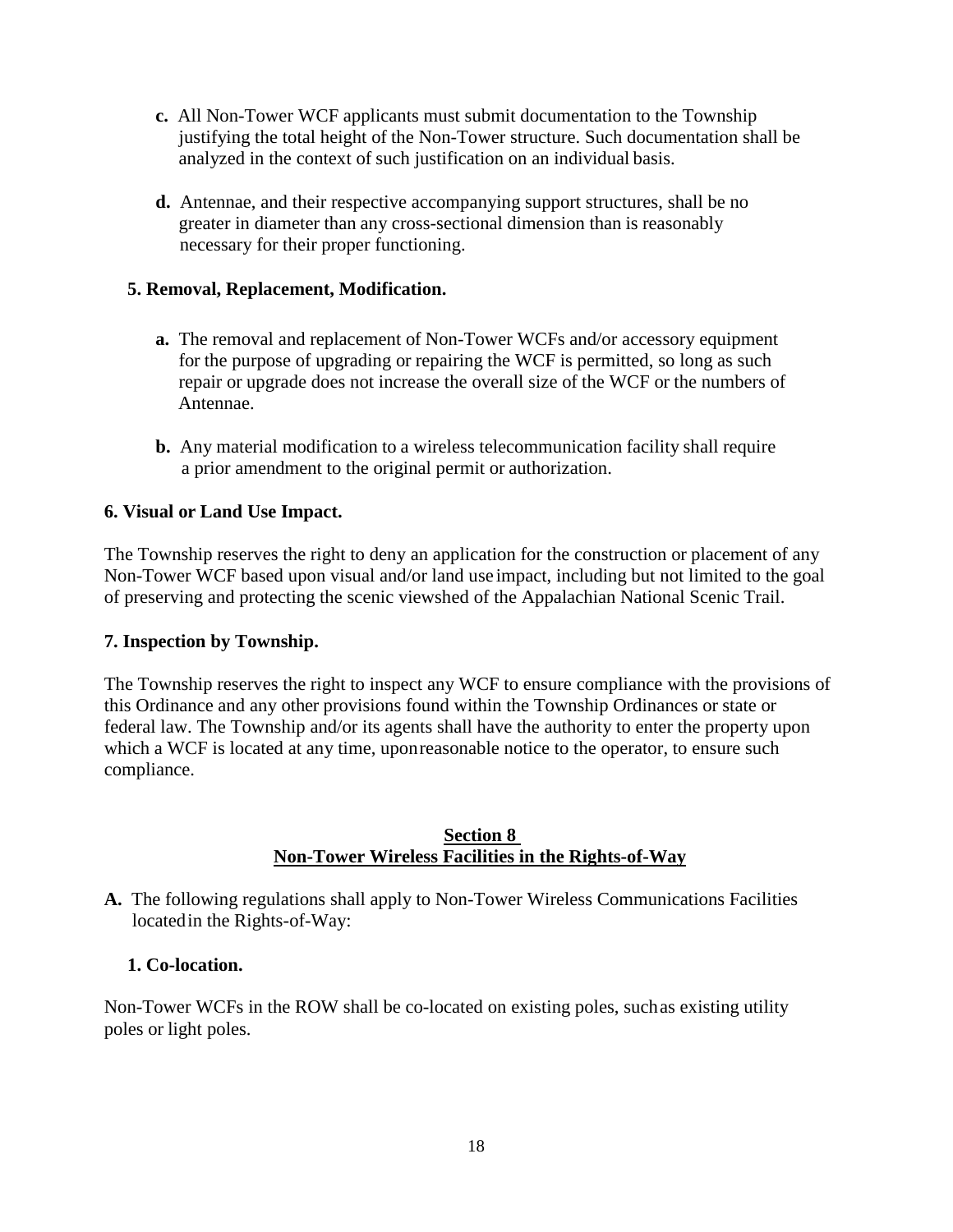**c.** All Non-Tower WCF applicants must submit documentation to the Township justifying the total height of the Non-Tower structure. Such documentation shall be analyzed in the context of such justification on an individual basis.

**d.** Antennae, and their respective accompanying support structures, shall be no greater in diameter than any cross-sectional dimension than is reasonably necessary for their proper functioning.

**5. Removal, Replacement, Modification.**

**a.** The removal and replacement of Non-Tower WCFs and/or accessory equipment for the purpose of upgrading or repairing the WCF is permitted, so long as such repair or upgrade does not increase the overall size of the WCF or the numbers of Antennae.

**b.** Any material modification to a wireless telecommunication facility shall require a prior amendment to the original permit or authorization.

**6. Visual or Land Use Impact.**

The Township reserves the right to deny an application for the construction or placement of any Non-Tower WCF based upon visual and/or land use impact, including but not limited to the goal of preserving and protecting the scenic viewshed of the Appalachian National Scenic Trail.

**7. Inspection by Township.**

The Township reserves the right to inspect any WCF to ensure compliance with the provisions of this Ordinance and any other provisions found within the Township Ordinances or state or federal law. The Township and/or its agents shall have the authority to enter the property upon which a WCF is located at any time, upon reasonable notice to the operator, to ensure such compliance.

## Section 8
## Non-Tower Wireless Facilities in the Rights-of-Way

**A.** The following regulations shall apply to Non-Tower Wireless Communications Facilities located in the Rights-of-Way:

**1. Co-location.**

Non-Tower WCFs in the ROW shall be co-located on existing poles, such as existing utility poles or light poles.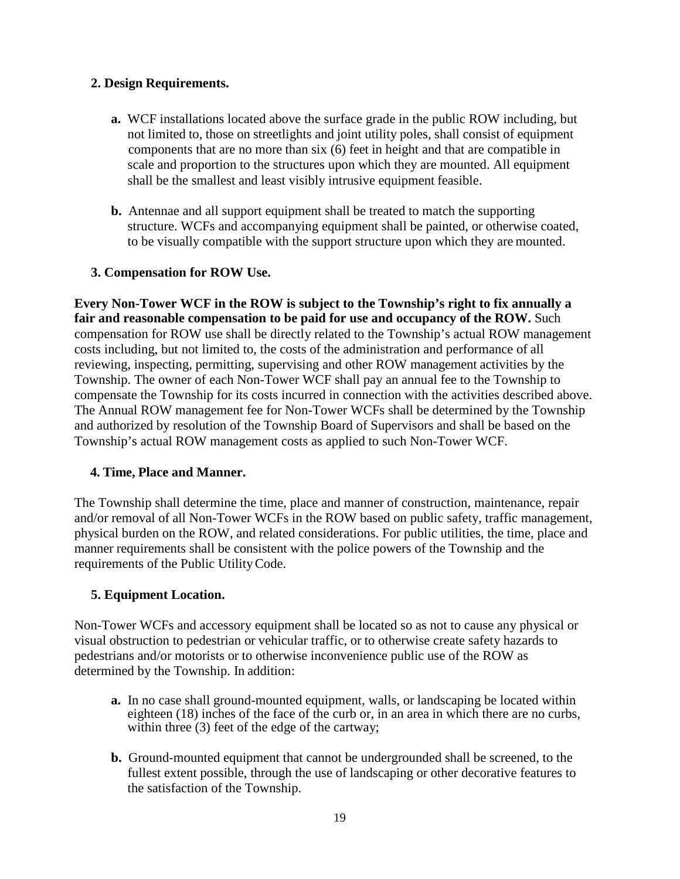**2. Design Requirements.**

- **a.** WCF installations located above the surface grade in the public ROW including, but not limited to, those on streetlights and joint utility poles, shall consist of equipment components that are no more than six (6) feet in height and that are compatible in scale and proportion to the structures upon which they are mounted. All equipment shall be the smallest and least visibly intrusive equipment feasible.

- **b.** Antennae and all support equipment shall be treated to match the supporting structure. WCFs and accompanying equipment shall be painted, or otherwise coated, to be visually compatible with the support structure upon which they are mounted.

**3. Compensation for ROW Use.**

**Every Non-Tower WCF in the ROW is subject to the Township's right to fix annually a fair and reasonable compensation to be paid for use and occupancy of the ROW.** Such compensation for ROW use shall be directly related to the Township's actual ROW management costs including, but not limited to, the costs of the administration and performance of all reviewing, inspecting, permitting, supervising and other ROW management activities by the Township. The owner of each Non-Tower WCF shall pay an annual fee to the Township to compensate the Township for its costs incurred in connection with the activities described above. The Annual ROW management fee for Non-Tower WCFs shall be determined by the Township and authorized by resolution of the Township Board of Supervisors and shall be based on the Township's actual ROW management costs as applied to such Non-Tower WCF.

**4. Time, Place and Manner.**

The Township shall determine the time, place and manner of construction, maintenance, repair and/or removal of all Non-Tower WCFs in the ROW based on public safety, traffic management, physical burden on the ROW, and related considerations. For public utilities, the time, place and manner requirements shall be consistent with the police powers of the Township and the requirements of the Public Utility Code.

**5. Equipment Location.**

Non-Tower WCFs and accessory equipment shall be located so as not to cause any physical or visual obstruction to pedestrian or vehicular traffic, or to otherwise create safety hazards to pedestrians and/or motorists or to otherwise inconvenience public use of the ROW as determined by the Township. In addition:

- **a.** In no case shall ground-mounted equipment, walls, or landscaping be located within eighteen (18) inches of the face of the curb or, in an area in which there are no curbs, within three (3) feet of the edge of the cartway;

- **b.** Ground-mounted equipment that cannot be undergrounded shall be screened, to the fullest extent possible, through the use of landscaping or other decorative features to the satisfaction of the Township.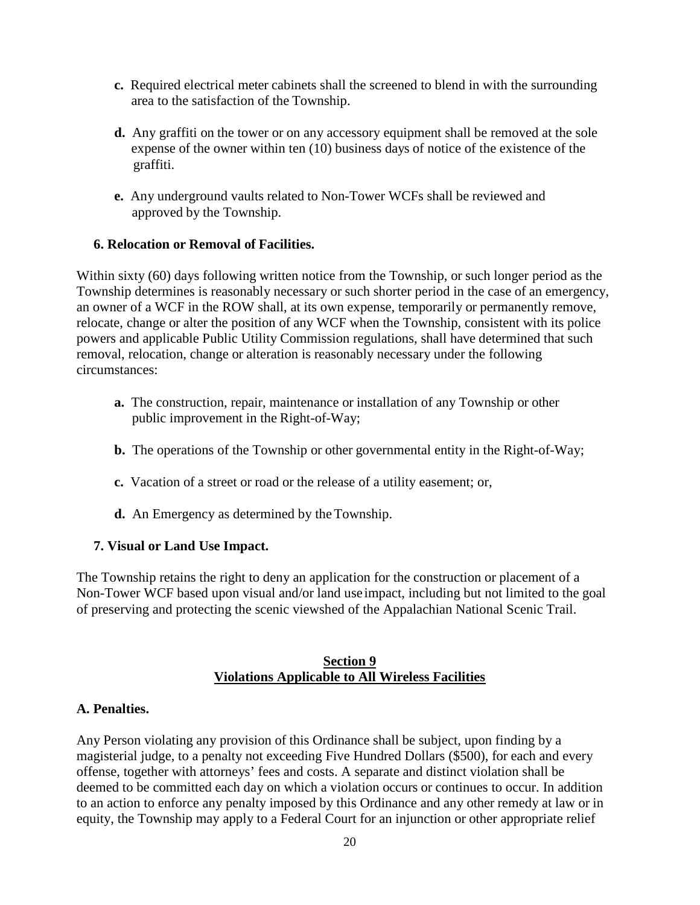**c.** Required electrical meter cabinets shall the screened to blend in with the surrounding area to the satisfaction of the Township.

**d.** Any graffiti on the tower or on any accessory equipment shall be removed at the sole expense of the owner within ten (10) business days of notice of the existence of the graffiti.

**e.** Any underground vaults related to Non-Tower WCFs shall be reviewed and approved by the Township.

**6. Relocation or Removal of Facilities.**

Within sixty (60) days following written notice from the Township, or such longer period as the Township determines is reasonably necessary or such shorter period in the case of an emergency, an owner of a WCF in the ROW shall, at its own expense, temporarily or permanently remove, relocate, change or alter the position of any WCF when the Township, consistent with its police powers and applicable Public Utility Commission regulations, shall have determined that such removal, relocation, change or alteration is reasonably necessary under the following circumstances:

**a.** The construction, repair, maintenance or installation of any Township or other public improvement in the Right-of-Way;

**b.** The operations of the Township or other governmental entity in the Right-of-Way;

**c.** Vacation of a street or road or the release of a utility easement; or,

**d.** An Emergency as determined by the Township.

**7. Visual or Land Use Impact.**

The Township retains the right to deny an application for the construction or placement of a Non-Tower WCF based upon visual and/or land use impact, including but not limited to the goal of preserving and protecting the scenic viewshed of the Appalachian National Scenic Trail.

## Section 9
## Violations Applicable to All Wireless Facilities

**A. Penalties.**

Any Person violating any provision of this Ordinance shall be subject, upon finding by a magisterial judge, to a penalty not exceeding Five Hundred Dollars ($500), for each and every offense, together with attorneys' fees and costs. A separate and distinct violation shall be deemed to be committed each day on which a violation occurs or continues to occur. In addition to an action to enforce any penalty imposed by this Ordinance and any other remedy at law or in equity, the Township may apply to a Federal Court for an injunction or other appropriate relief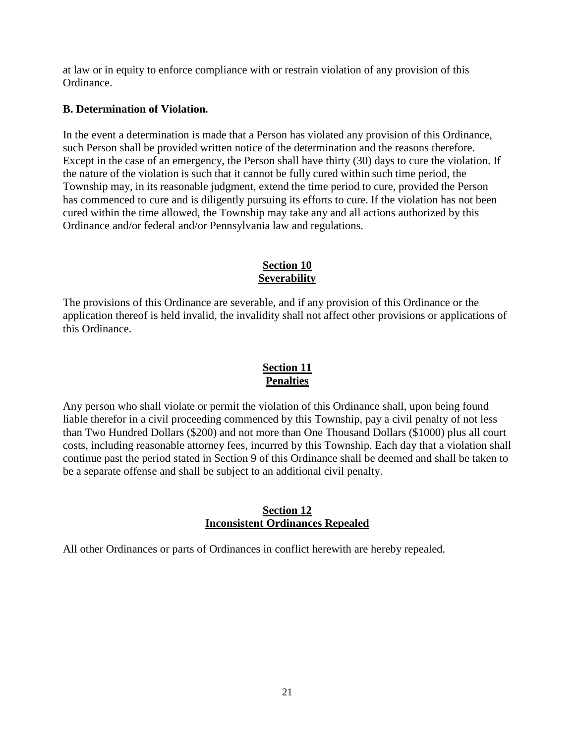at law or in equity to enforce compliance with or restrain violation of any provision of this Ordinance.

**B. Determination of Violation.**

In the event a determination is made that a Person has violated any provision of this Ordinance, such Person shall be provided written notice of the determination and the reasons therefore. Except in the case of an emergency, the Person shall have thirty (30) days to cure the violation. If the nature of the violation is such that it cannot be fully cured within such time period, the Township may, in its reasonable judgment, extend the time period to cure, provided the Person has commenced to cure and is diligently pursuing its efforts to cure. If the violation has not been cured within the time allowed, the Township may take any and all actions authorized by this Ordinance and/or federal and/or Pennsylvania law and regulations.

## Section 10
## Severability

The provisions of this Ordinance are severable, and if any provision of this Ordinance or the application thereof is held invalid, the invalidity shall not affect other provisions or applications of this Ordinance.

## Section 11
## Penalties

Any person who shall violate or permit the violation of this Ordinance shall, upon being found liable therefor in a civil proceeding commenced by this Township, pay a civil penalty of not less than Two Hundred Dollars ($200) and not more than One Thousand Dollars ($1000) plus all court costs, including reasonable attorney fees, incurred by this Township. Each day that a violation shall continue past the period stated in Section 9 of this Ordinance shall be deemed and shall be taken to be a separate offense and shall be subject to an additional civil penalty.

## Section 12
## Inconsistent Ordinances Repealed

All other Ordinances or parts of Ordinances in conflict herewith are hereby repealed.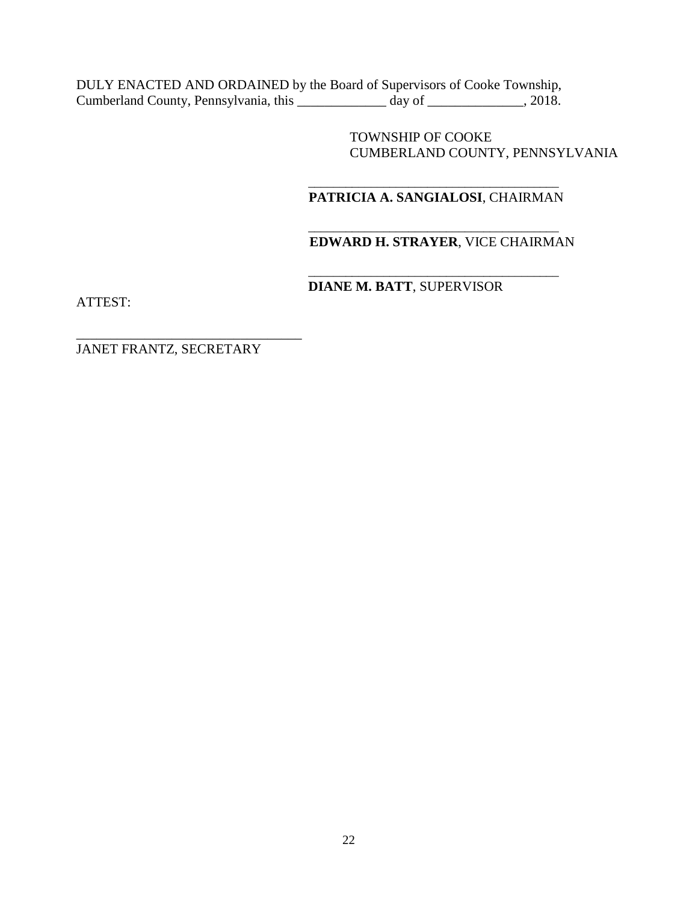DULY ENACTED AND ORDAINED by the Board of Supervisors of Cooke Township, Cumberland County, Pennsylvania, this _____________ day of ______________, 2018.

TOWNSHIP OF COOKE
CUMBERLAND COUNTY, PENNSYLVANIA

_____________________________________
**PATRICIA A. SANGIALOSI**, CHAIRMAN

_____________________________________
**EDWARD H. STRAYER**, VICE CHAIRMAN

_____________________________________
**DIANE M. BATT**, SUPERVISOR

ATTEST:

_________________________________
JANET FRANTZ, SECRETARY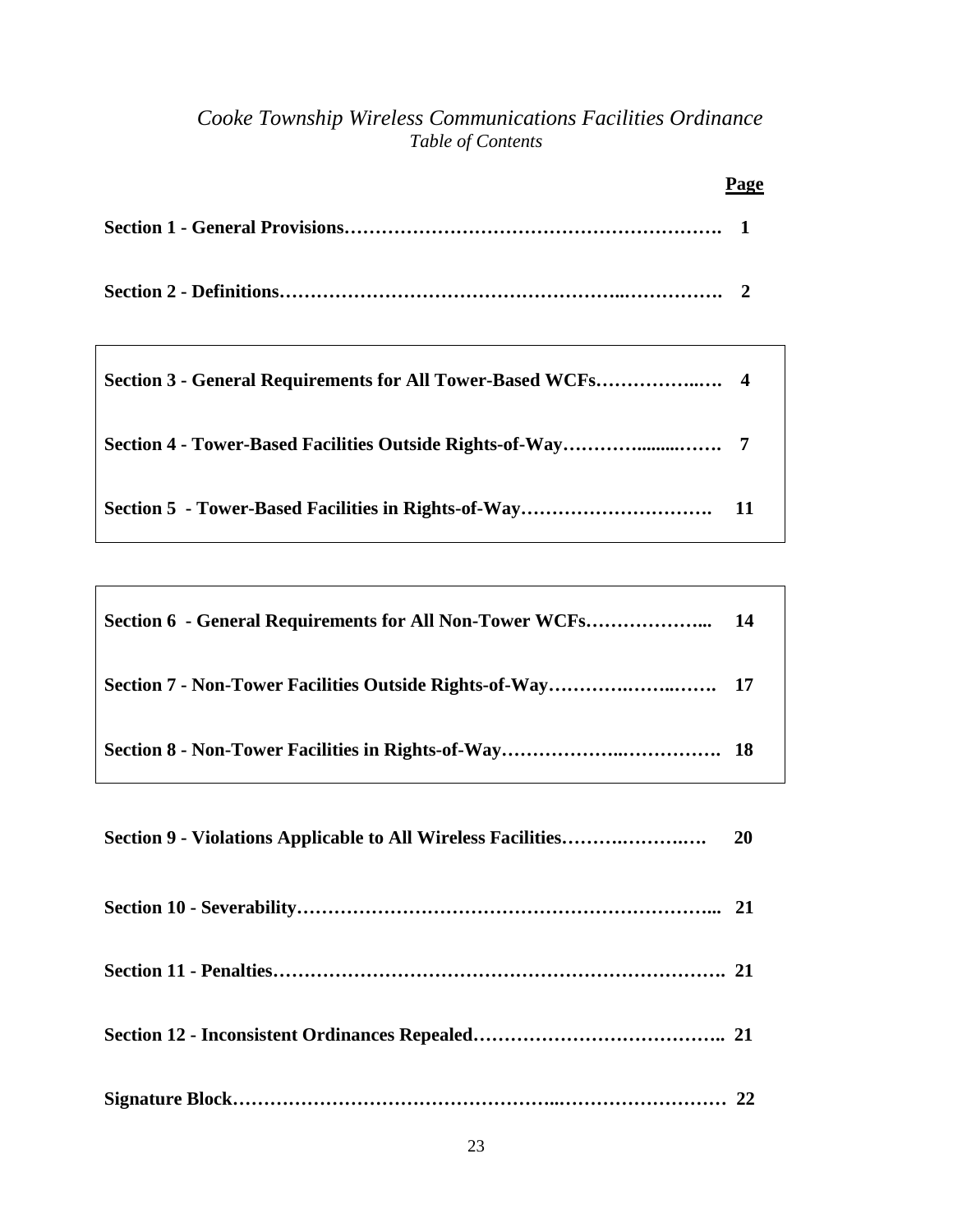*Cooke Township Wireless Communications Facilities Ordinance*

*Table of Contents*

| | Page |
|---|---|
| **Section 1 - General Provisions** | **1** |
| **Section 2 - Definitions** | **2** |
| **Section 3 - General Requirements for All Tower-Based WCFs** | **4** |
| **Section 4 - Tower-Based Facilities Outside Rights-of-Way** | **7** |
| **Section 5 - Tower-Based Facilities in Rights-of-Way** | **11** |
| **Section 6 - General Requirements for All Non-Tower WCFs** | **14** |
| **Section 7 - Non-Tower Facilities Outside Rights-of-Way** | **17** |
| **Section 8 - Non-Tower Facilities in Rights-of-Way** | **18** |
| **Section 9 - Violations Applicable to All Wireless Facilities** | **20** |
| **Section 10 - Severability** | **21** |
| **Section 11 - Penalties** | **21** |
| **Section 12 - Inconsistent Ordinances Repealed** | **21** |
| **Signature Block** | **22** |